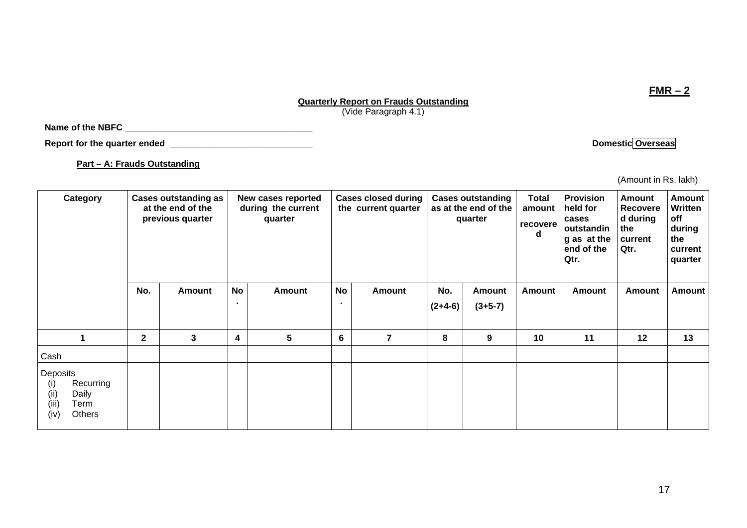**FMR – 2**

**Quarterly Report on Frauds Outstanding**
(Vide Paragraph 4.1)

**Name of the NBFC** ______________________________________

**Report for the quarter ended** _____________________________ **Domestic Overseas**

**Part – A: Frauds Outstanding**

(Amount in Rs. lakh)

| Category | Cases outstanding as at the end of the previous quarter | | New cases reported during the current quarter | | Cases closed during the current quarter | | Cases outstanding as at the end of the quarter | | Total amount recovered | Provision held for cases outstanding as at the end of the Qtr. | Amount Recovered during the current Qtr. | Amount Written off during the current quarter |
|---|---|---|---|---|---|---|---|---|---|---|---|---|
| | No. | Amount | No. | Amount | No. | Amount | No. (2+4-6) | Amount (3+5-7) | Amount | Amount | Amount | Amount |
| 1 | 2 | 3 | 4 | 5 | 6 | 7 | 8 | 9 | 10 | 11 | 12 | 13 |
| Cash | | | | | | | | | | | | |
| Deposits<br>(i) Recurring<br>(ii) Daily<br>(iii) Term<br>(iv) Others | | | | | | | | | | | | |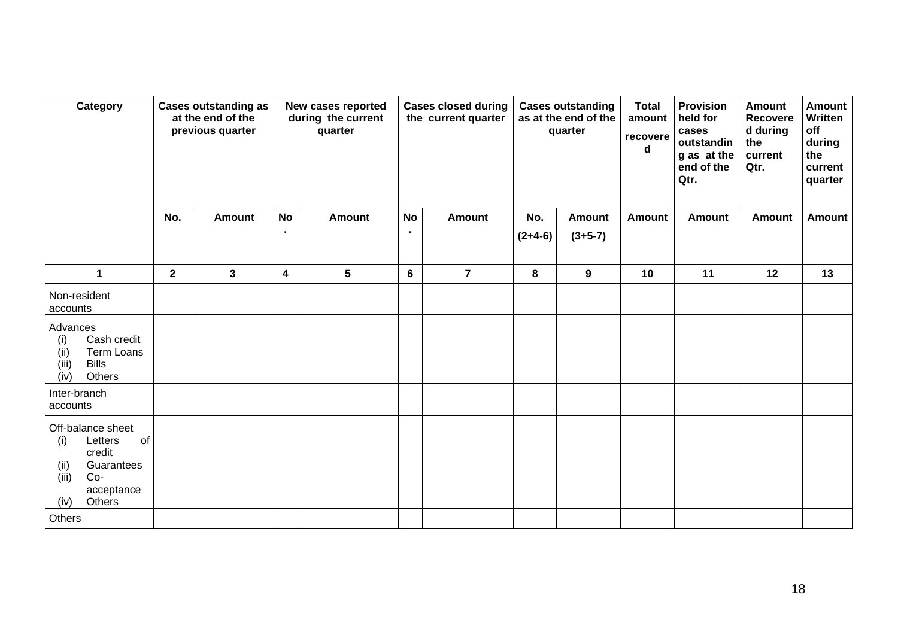| Category | Cases outstanding as at the end of the previous quarter | | New cases reported during the current quarter | | Cases closed during the current quarter | | Cases outstanding as at the end of the quarter | | Total amount recovered | Provision held for cases outstanding as at the end of the Qtr. | Amount Recovered during the current Qtr. | Amount Written off during the current quarter |
|---|---|---|---|---|---|---|---|---|---|---|---|---|
| | No. | Amount | No. | Amount | No. | Amount | No. (2+4-6) | Amount (3+5-7) | Amount | Amount | Amount | Amount |
| 1 | 2 | 3 | 4 | 5 | 6 | 7 | 8 | 9 | 10 | 11 | 12 | 13 |
| Non-resident accounts | | | | | | | | | | | | |
| Advances (i) Cash credit (ii) Term Loans (iii) Bills (iv) Others | | | | | | | | | | | | |
| Inter-branch accounts | | | | | | | | | | | | |
| Off-balance sheet (i) Letters of credit (ii) Guarantees (iii) Co-acceptance (iv) Others | | | | | | | | | | | | |
| Others | | | | | | | | | | | | |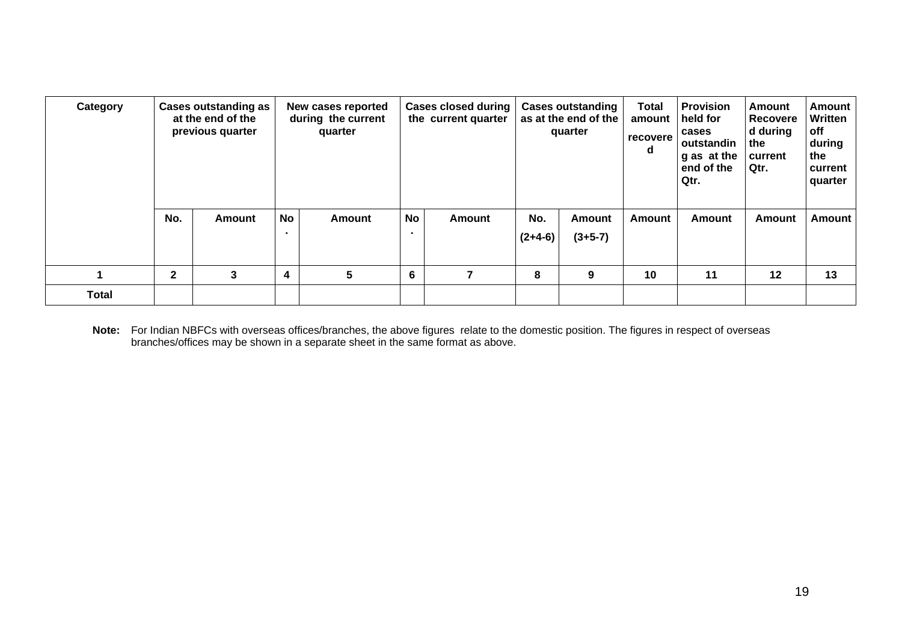| Category | Cases outstanding as at the end of the previous quarter | | New cases reported during the current quarter | | Cases closed during the current quarter | | Cases outstanding as at the end of the quarter | | Total amount recovered | Provision held for cases outstanding as at the end of the Qtr. | Amount Recovered during the current Qtr. | Amount Written off during the current quarter |
|---|---|---|---|---|---|---|---|---|---|---|---|---|
| | No. | Amount | No. | Amount | No. | Amount | No. (2+4-6) | Amount (3+5-7) | Amount | Amount | Amount | Amount |
| 1 | 2 | 3 | 4 | 5 | 6 | 7 | 8 | 9 | 10 | 11 | 12 | 13 |
| Total | | | | | | | | | | | | |

**Note:** For Indian NBFCs with overseas offices/branches, the above figures relate to the domestic position. The figures in respect of overseas branches/offices may be shown in a separate sheet in the same format as above.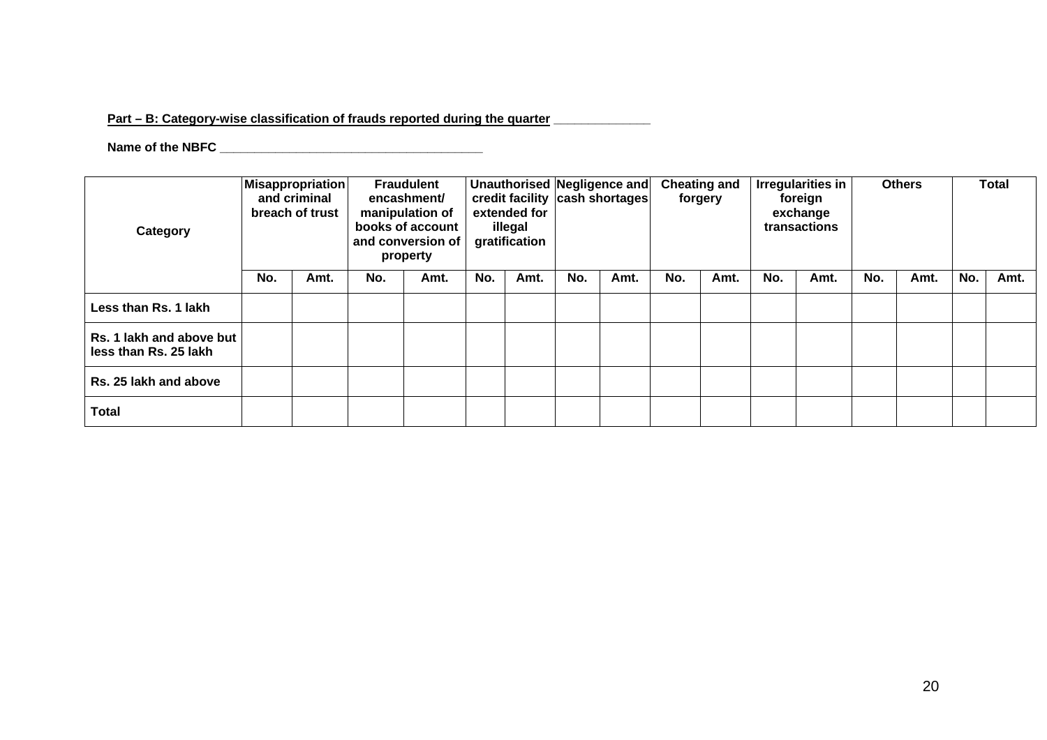**Part – B: Category-wise classification of frauds reported during the quarter _____________**

**Name of the NBFC _____________________________________**

| Category | Misappropriation and criminal breach of trust | | Fraudulent encashment/ manipulation of books of account and conversion of property | | Unauthorised credit facility extended for illegal gratification | | Negligence and cash shortages | | Cheating and forgery | | Irregularities in foreign exchange transactions | | Others | | Total | |
|---|---|---|---|---|---|---|---|---|---|---|---|---|---|---|---|---|
| | No. | Amt. | No. | Amt. | No. | Amt. | No. | Amt. | No. | Amt. | No. | Amt. | No. | Amt. | No. | Amt. |
| Less than Rs. 1 lakh | | | | | | | | | | | | | | | | |
| Rs. 1 lakh and above but less than Rs. 25 lakh | | | | | | | | | | | | | | | | |
| Rs. 25 lakh and above | | | | | | | | | | | | | | | | |
| Total | | | | | | | | | | | | | | | | |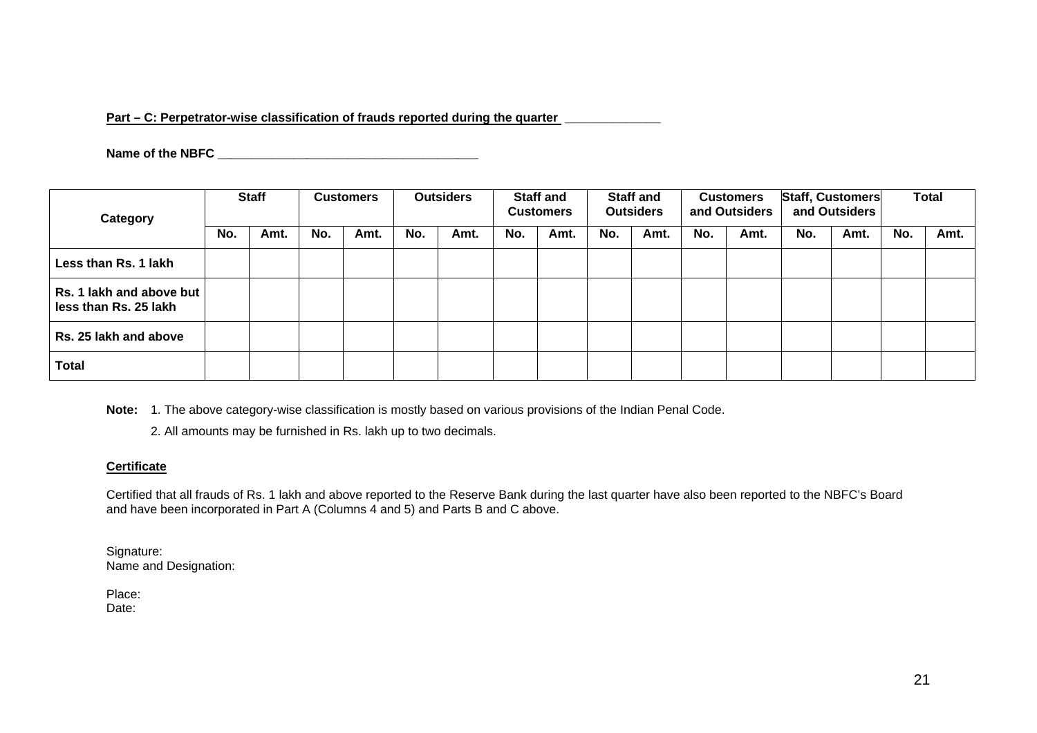**Part – C: Perpetrator-wise classification of frauds reported during the quarter _____________**

**Name of the NBFC ___________________________________**

| Category | Staff | | Customers | | Outsiders | | Staff and Customers | | Staff and Outsiders | | Customers and Outsiders | | Staff, Customers and Outsiders | | Total | |
|---|---|---|---|---|---|---|---|---|---|---|---|---|---|---|---|---|
| | No. | Amt. | No. | Amt. | No. | Amt. | No. | Amt. | No. | Amt. | No. | Amt. | No. | Amt. | No. | Amt. |
| Less than Rs. 1 lakh | | | | | | | | | | | | | | | | |
| Rs. 1 lakh and above but less than Rs. 25 lakh | | | | | | | | | | | | | | | | |
| Rs. 25 lakh and above | | | | | | | | | | | | | | | | |
| Total | | | | | | | | | | | | | | | | |

**Note:** 1. The above category-wise classification is mostly based on various provisions of the Indian Penal Code.

2. All amounts may be furnished in Rs. lakh up to two decimals.

**Certificate**

Certified that all frauds of Rs. 1 lakh and above reported to the Reserve Bank during the last quarter have also been reported to the NBFC's Board and have been incorporated in Part A (Columns 4 and 5) and Parts B and C above.

Signature:
Name and Designation:

Place:
Date: